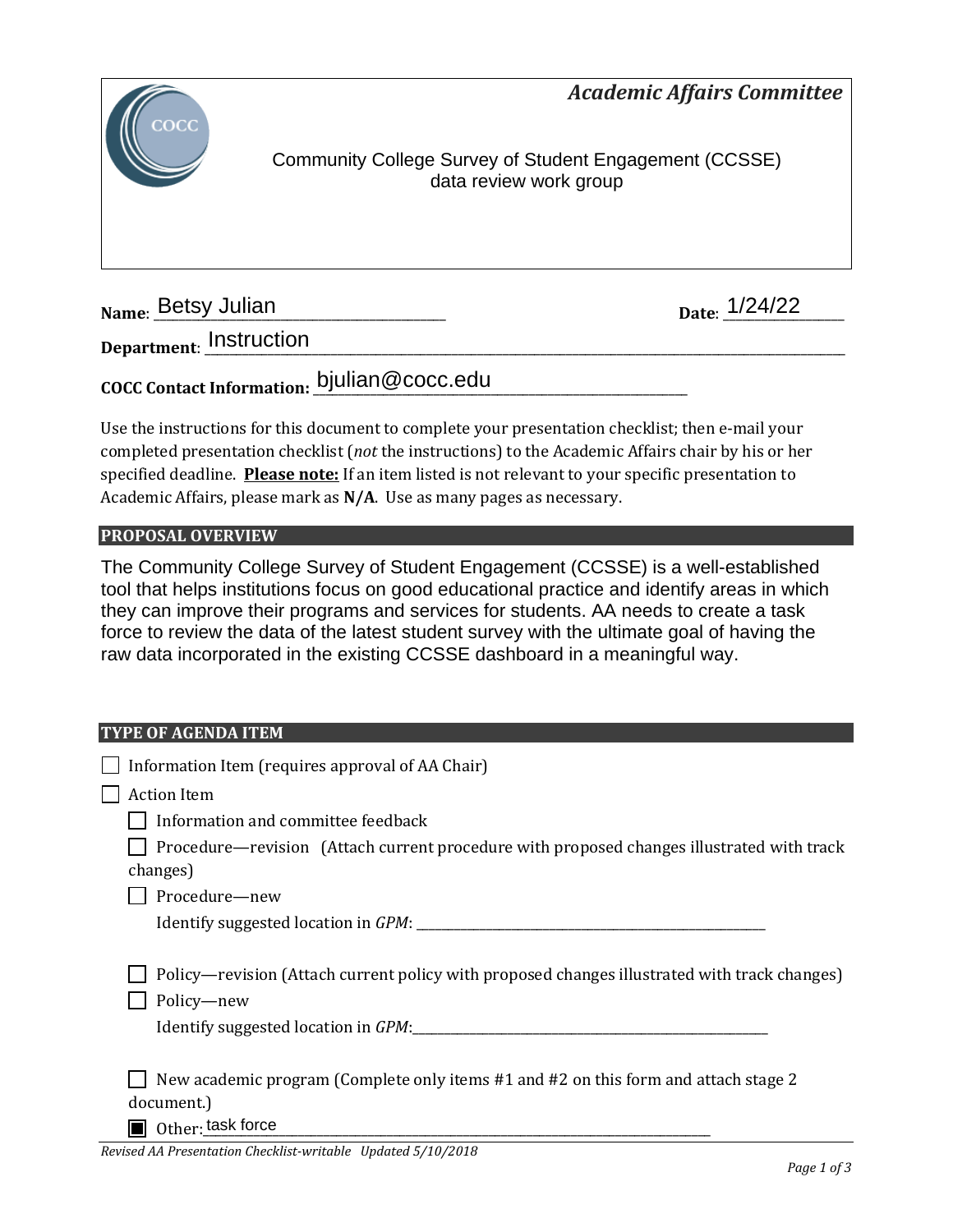## Academic Affairs Committee

Community College Survey of Student Engagement (CCSSE) data review work group

**Name**: Betsy Julian **Date**: 1/24/22

**Department**: Instruction

**COCC Contact Information:** bjulian@cocc.edu

Use the instructions for this document to complete your presentation checklist; then e-mail your completed presentation checklist (*not* the instructions) to the Academic Affairs chair by his or her specified deadline. **Please note:** If an item listed is not relevant to your specific presentation to Academic Affairs, please mark as **N/A**. Use as many pages as necessary.

### PROPOSAL OVERVIEW

The Community College Survey of Student Engagement (CCSSE) is a well-established tool that helps institutions focus on good educational practice and identify areas in which they can improve their programs and services for students. AA needs to create a task force to review the data of the latest student survey with the ultimate goal of having the raw data incorporated in the existing CCSSE dashboard in a meaningful way.

### TYPE OF AGENDA ITEM

- ☐ Information Item (requires approval of AA Chair)
- ☐ Action Item
  - ☐ Information and committee feedback
  - ☐ Procedure—revision (Attach current procedure with proposed changes illustrated with track changes)
  - ☐ Procedure—new
    Identify suggested location in *GPM*: ______
  - ☐ Policy—revision (Attach current policy with proposed changes illustrated with track changes)
  - ☐ Policy—new
    Identify suggested location in *GPM*: ______
  - ☐ New academic program (Complete only items #1 and #2 on this form and attach stage 2 document.)
  - ☒ Other: task force

*Revised AA Presentation Checklist-writable Updated 5/10/2018*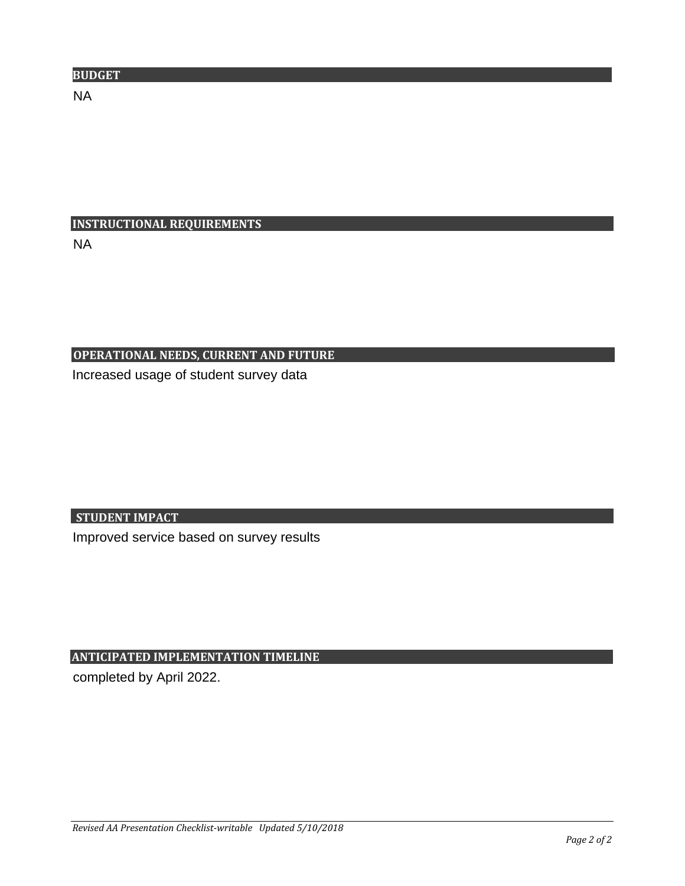## BUDGET

NA

## INSTRUCTIONAL REQUIREMENTS

NA

## OPERATIONAL NEEDS, CURRENT AND FUTURE

Increased usage of student survey data

## STUDENT IMPACT

Improved service based on survey results

## ANTICIPATED IMPLEMENTATION TIMELINE

completed by April 2022.